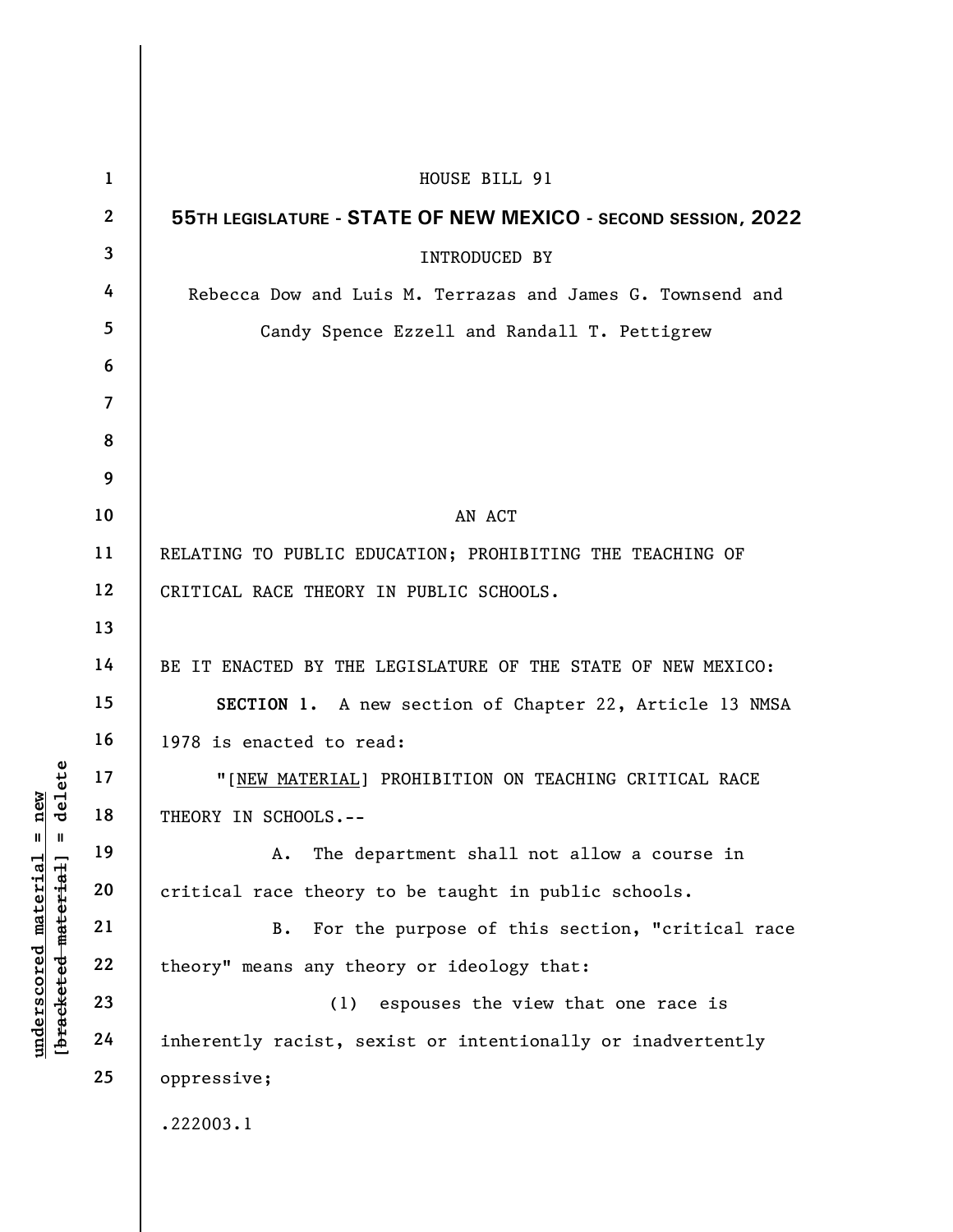HOUSE BILL 91

**55TH LEGISLATURE - STATE OF NEW MEXICO - SECOND SESSION, 2022**

INTRODUCED BY

Rebecca Dow and Luis M. Terrazas and James G. Townsend and Candy Spence Ezzell and Randall T. Pettigrew

AN ACT

RELATING TO PUBLIC EDUCATION; PROHIBITING THE TEACHING OF CRITICAL RACE THEORY IN PUBLIC SCHOOLS.

BE IT ENACTED BY THE LEGISLATURE OF THE STATE OF NEW MEXICO:

**SECTION 1.** A new section of Chapter 22, Article 13 NMSA 1978 is enacted to read:

"[NEW MATERIAL] PROHIBITION ON TEACHING CRITICAL RACE THEORY IN SCHOOLS.--

A. The department shall not allow a course in critical race theory to be taught in public schools.

B. For the purpose of this section, "critical race theory" means any theory or ideology that:

(1) espouses the view that one race is inherently racist, sexist or intentionally or inadvertently oppressive;

.222003.1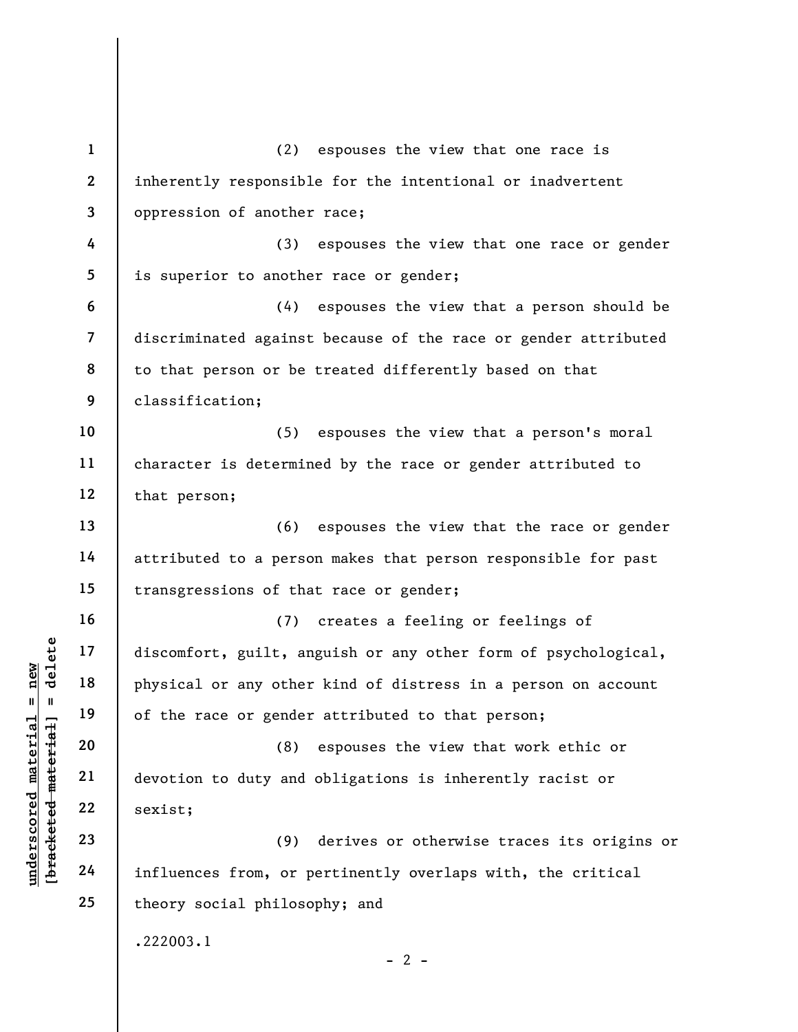(2) espouses the view that one race is inherently responsible for the intentional or inadvertent oppression of another race;

(3) espouses the view that one race or gender is superior to another race or gender;

(4) espouses the view that a person should be discriminated against because of the race or gender attributed to that person or be treated differently based on that classification;

(5) espouses the view that a person's moral character is determined by the race or gender attributed to that person;

(6) espouses the view that the race or gender attributed to a person makes that person responsible for past transgressions of that race or gender;

(7) creates a feeling or feelings of discomfort, guilt, anguish or any other form of psychological, physical or any other kind of distress in a person on account of the race or gender attributed to that person;

(8) espouses the view that work ethic or devotion to duty and obligations is inherently racist or sexist;

(9) derives or otherwise traces its origins or influences from, or pertinently overlaps with, the critical theory social philosophy; and

.222003.1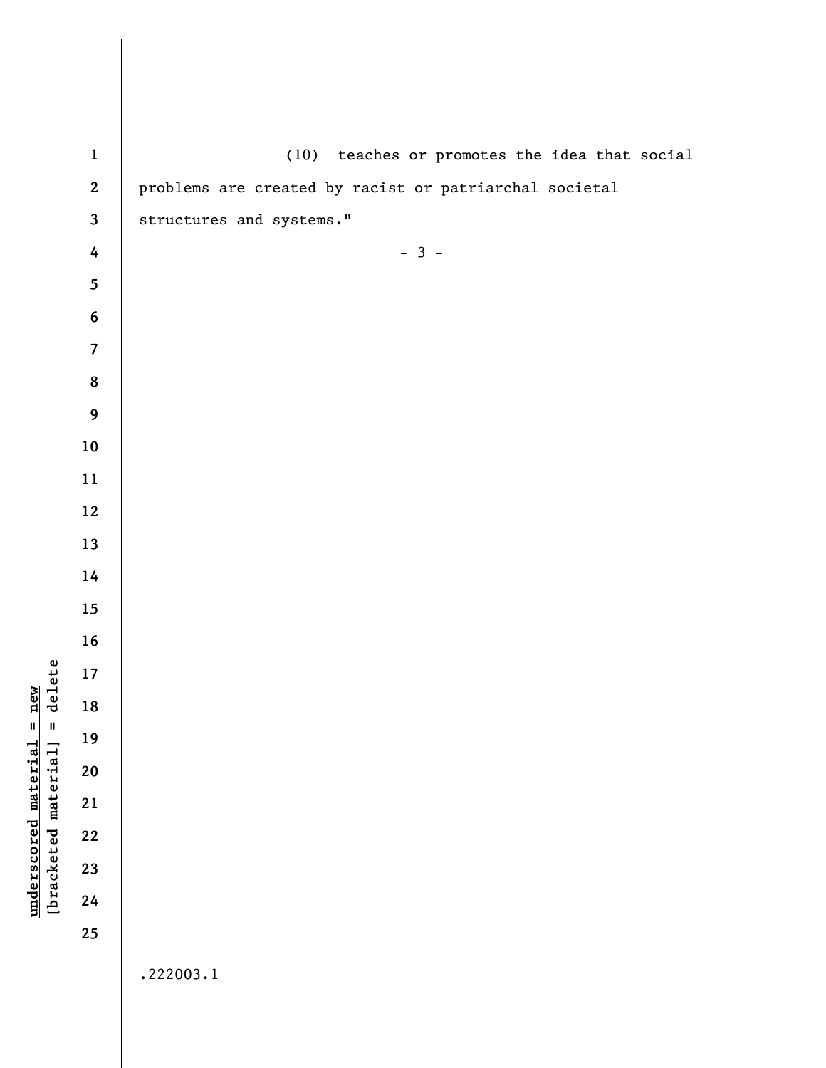(10) teaches or promotes the idea that social problems are created by racist or patriarchal societal structures and systems."

.222003.1